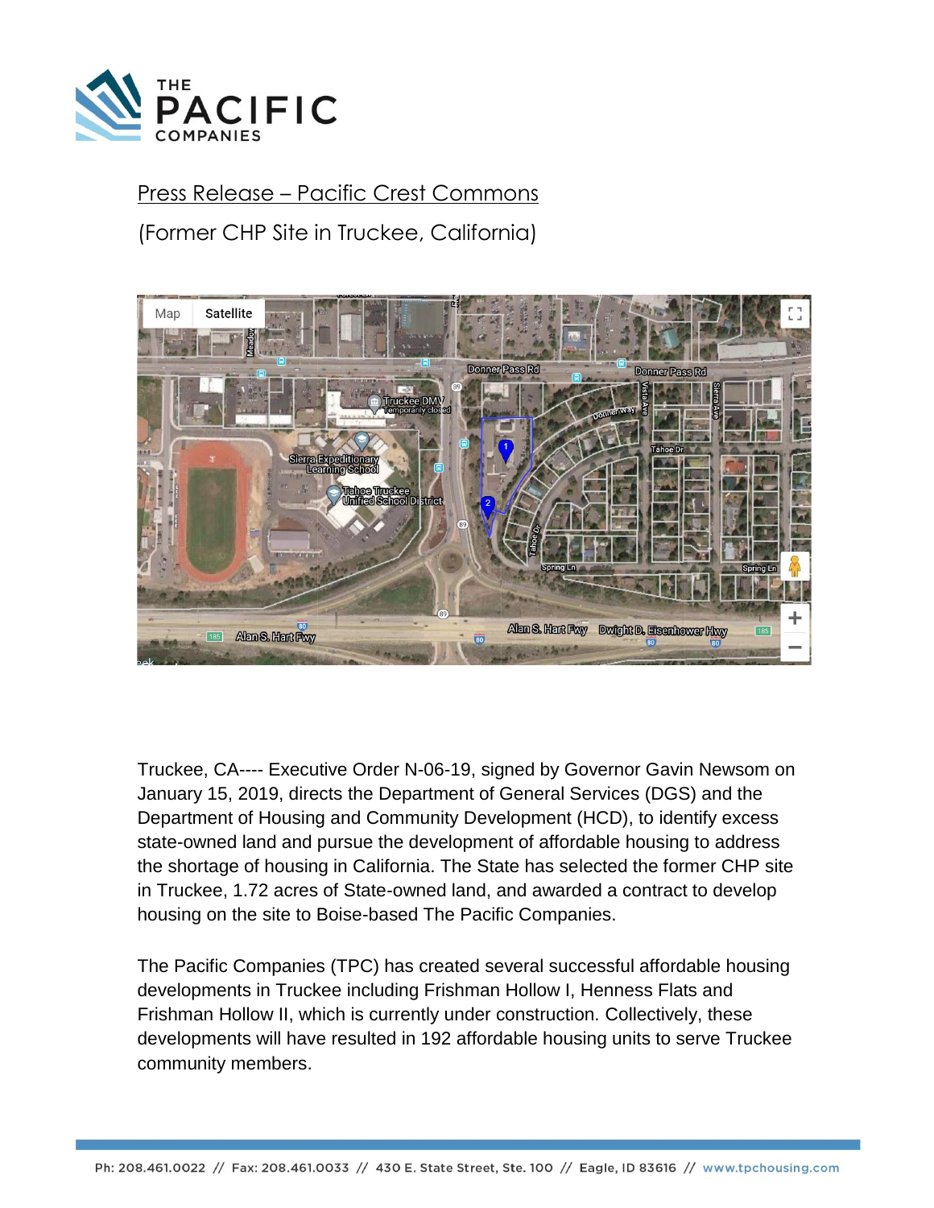THE PACIFIC COMPANIES

# Press Release – Pacific Crest Commons

## (Former CHP Site in Truckee, California)

Truckee, CA---- Executive Order N-06-19, signed by Governor Gavin Newsom on January 15, 2019, directs the Department of General Services (DGS) and the Department of Housing and Community Development (HCD), to identify excess state-owned land and pursue the development of affordable housing to address the shortage of housing in California. The State has selected the former CHP site in Truckee, 1.72 acres of State-owned land, and awarded a contract to develop housing on the site to Boise-based The Pacific Companies.

The Pacific Companies (TPC) has created several successful affordable housing developments in Truckee including Frishman Hollow I, Henness Flats and Frishman Hollow II, which is currently under construction. Collectively, these developments will have resulted in 192 affordable housing units to serve Truckee community members.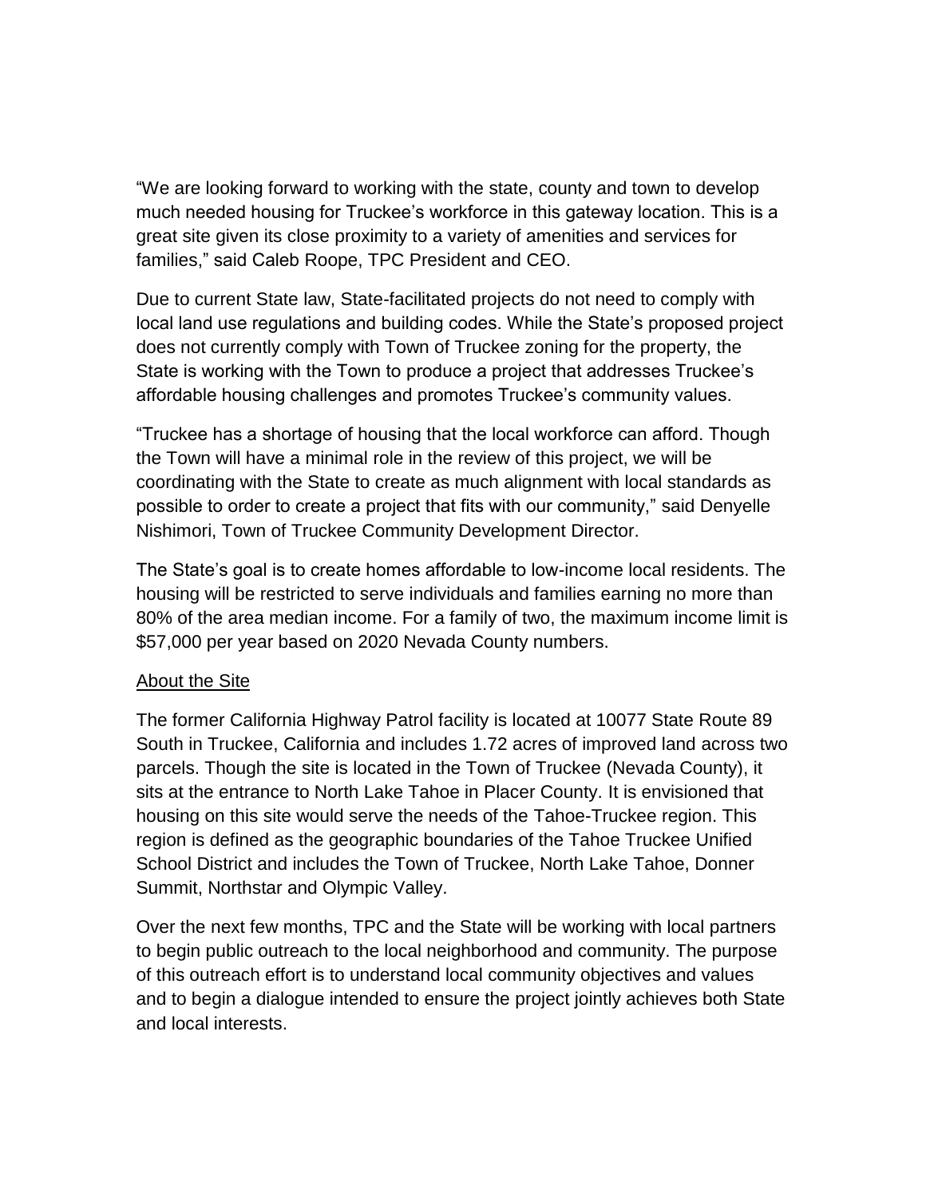"We are looking forward to working with the state, county and town to develop much needed housing for Truckee's workforce in this gateway location. This is a great site given its close proximity to a variety of amenities and services for families," said Caleb Roope, TPC President and CEO.

Due to current State law, State-facilitated projects do not need to comply with local land use regulations and building codes. While the State's proposed project does not currently comply with Town of Truckee zoning for the property, the State is working with the Town to produce a project that addresses Truckee's affordable housing challenges and promotes Truckee's community values.

"Truckee has a shortage of housing that the local workforce can afford. Though the Town will have a minimal role in the review of this project, we will be coordinating with the State to create as much alignment with local standards as possible to order to create a project that fits with our community," said Denyelle Nishimori, Town of Truckee Community Development Director.

The State's goal is to create homes affordable to low-income local residents. The housing will be restricted to serve individuals and families earning no more than 80% of the area median income. For a family of two, the maximum income limit is $57,000 per year based on 2020 Nevada County numbers.

<u>About the Site</u>

The former California Highway Patrol facility is located at 10077 State Route 89 South in Truckee, California and includes 1.72 acres of improved land across two parcels. Though the site is located in the Town of Truckee (Nevada County), it sits at the entrance to North Lake Tahoe in Placer County. It is envisioned that housing on this site would serve the needs of the Tahoe-Truckee region. This region is defined as the geographic boundaries of the Tahoe Truckee Unified School District and includes the Town of Truckee, North Lake Tahoe, Donner Summit, Northstar and Olympic Valley.

Over the next few months, TPC and the State will be working with local partners to begin public outreach to the local neighborhood and community. The purpose of this outreach effort is to understand local community objectives and values and to begin a dialogue intended to ensure the project jointly achieves both State and local interests.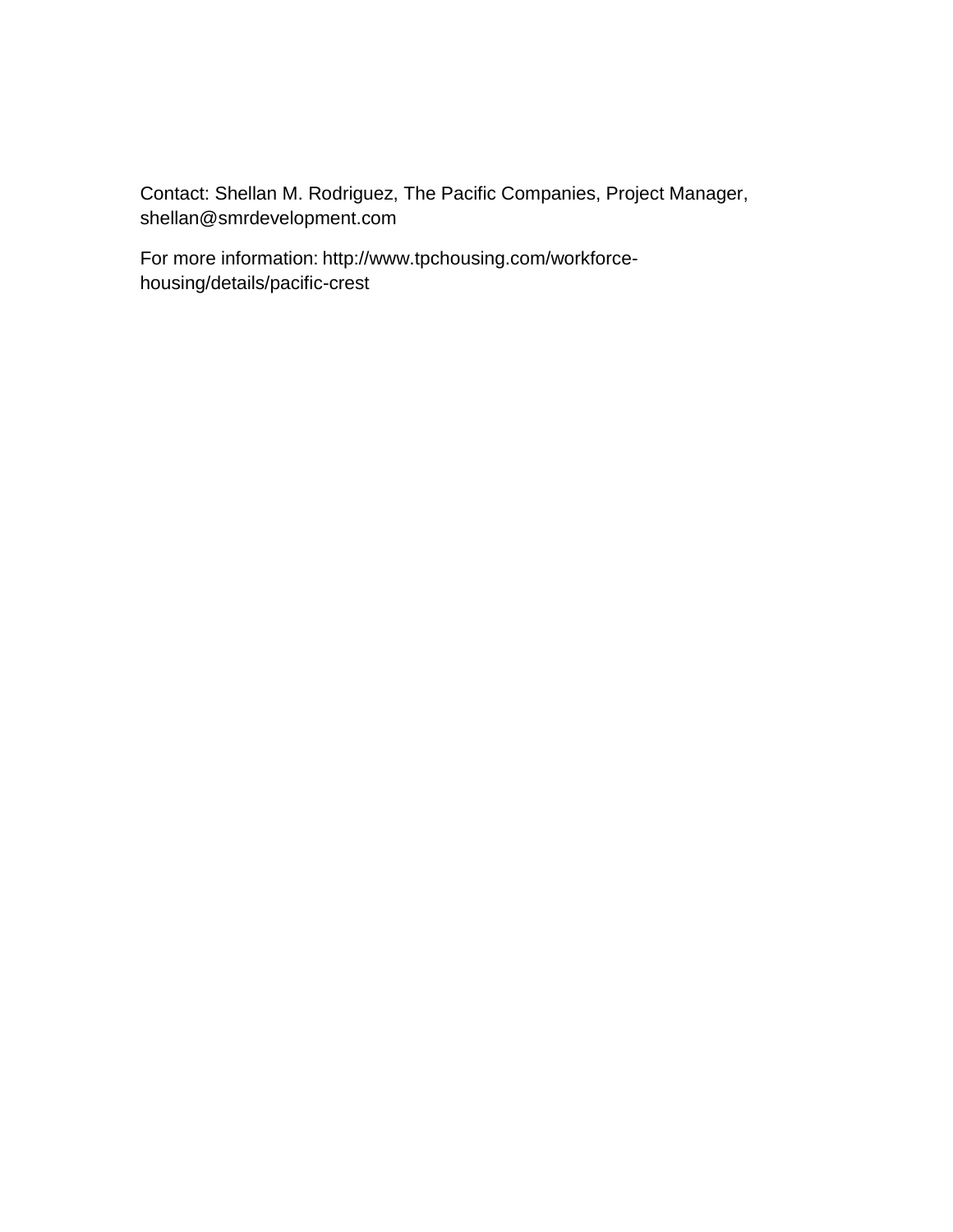Contact: Shellan M. Rodriguez, The Pacific Companies, Project Manager, shellan@smrdevelopment.com

For more information: http://www.tpchousing.com/workforce-housing/details/pacific-crest